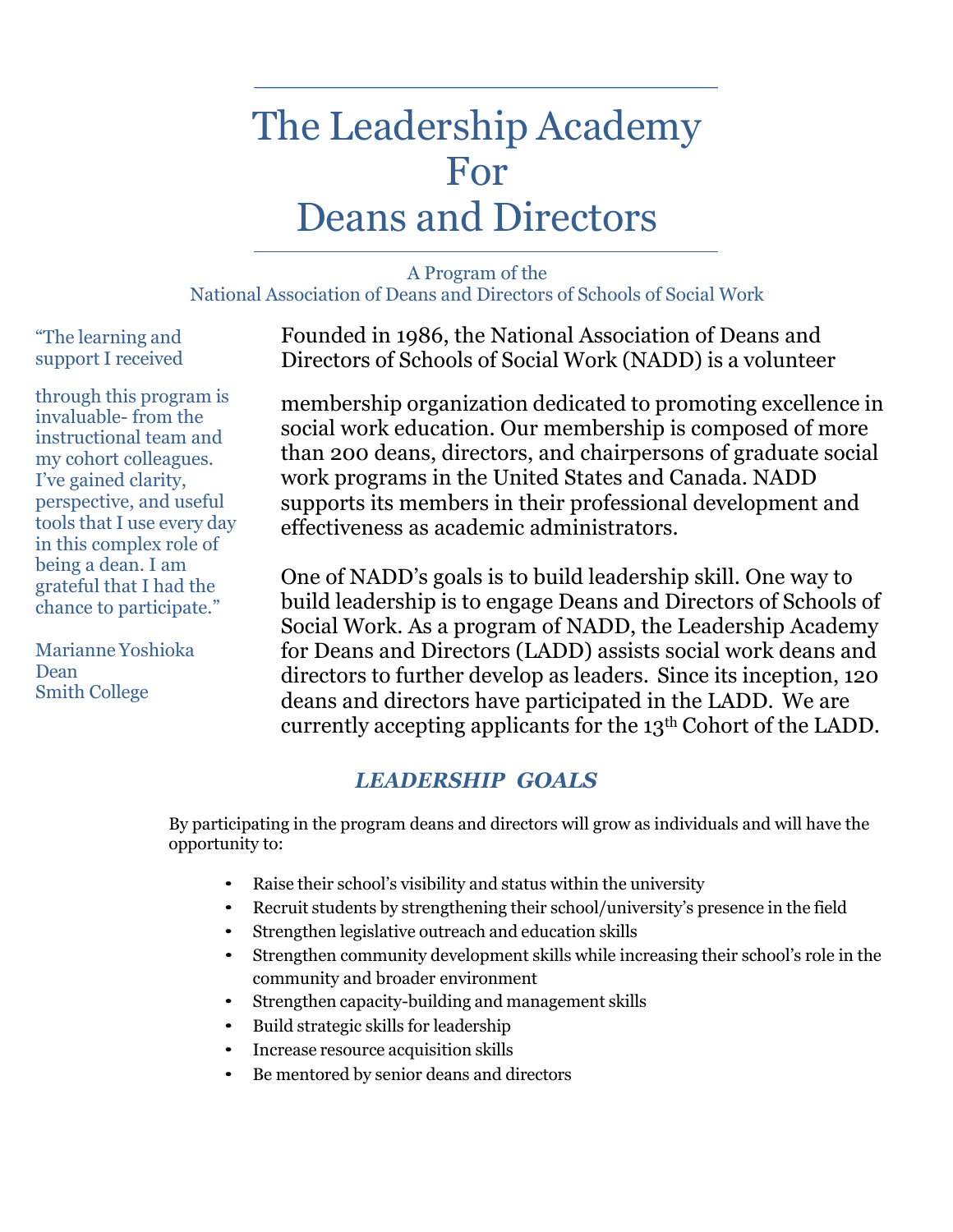# The Leadership Academy For Deans and Directors

A Program of the
National Association of Deans and Directors of Schools of Social Work

Founded in 1986, the National Association of Deans and Directors of Schools of Social Work (NADD) is a volunteer membership organization dedicated to promoting excellence in social work education. Our membership is composed of more than 200 deans, directors, and chairpersons of graduate social work programs in the United States and Canada. NADD supports its members in their professional development and effectiveness as academic administrators.

One of NADD's goals is to build leadership skill. One way to build leadership is to engage Deans and Directors of Schools of Social Work. As a program of NADD, the Leadership Academy for Deans and Directors (LADD) assists social work deans and directors to further develop as leaders. Since its inception, 120 deans and directors have participated in the LADD. We are currently accepting applicants for the 13th Cohort of the LADD.

> "The learning and support I received through this program is invaluable- from the instructional team and my cohort colleagues. I've gained clarity, perspective, and useful tools that I use every day in this complex role of being a dean. I am grateful that I had the chance to participate."
>
> Marianne Yoshioka
> Dean
> Smith College

## *LEADERSHIP GOALS*

By participating in the program deans and directors will grow as individuals and will have the opportunity to:

- Raise their school's visibility and status within the university
- Recruit students by strengthening their school/university's presence in the field
- Strengthen legislative outreach and education skills
- Strengthen community development skills while increasing their school's role in the community and broader environment
- Strengthen capacity-building and management skills
- Build strategic skills for leadership
- Increase resource acquisition skills
- Be mentored by senior deans and directors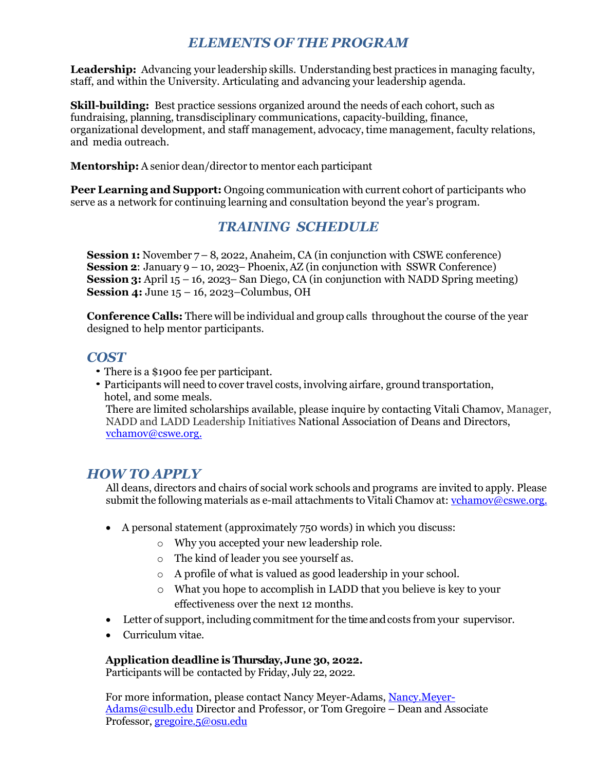## *ELEMENTS OF THE PROGRAM*

**Leadership:** Advancing your leadership skills. Understanding best practices in managing faculty, staff, and within the University. Articulating and advancing your leadership agenda.

**Skill-building:** Best practice sessions organized around the needs of each cohort, such as fundraising, planning, transdisciplinary communications, capacity-building, finance, organizational development, and staff management, advocacy, time management, faculty relations, and media outreach.

**Mentorship:** A senior dean/director to mentor each participant

**Peer Learning and Support:** Ongoing communication with current cohort of participants who serve as a network for continuing learning and consultation beyond the year's program.

## *TRAINING SCHEDULE*

**Session 1:** November 7 – 8, 2022, Anaheim, CA (in conjunction with CSWE conference)
**Session 2**: January 9 – 10, 2023– Phoenix, AZ (in conjunction with SSWR Conference)
**Session 3:** April 15 – 16, 2023– San Diego, CA (in conjunction with NADD Spring meeting)
**Session 4:** June 15 – 16, 2023–Columbus, OH

**Conference Calls:** There will be individual and group calls throughout the course of the year designed to help mentor participants.

## *COST*

- There is a $1900 fee per participant.
- Participants will need to cover travel costs, involving airfare, ground transportation, hotel, and some meals.

There are limited scholarships available, please inquire by contacting Vitali Chamov, Manager, NADD and LADD Leadership Initiatives National Association of Deans and Directors, vchamov@cswe.org.

## *HOW TO APPLY*

All deans, directors and chairs of social work schools and programs are invited to apply. Please submit the following materials as e-mail attachments to Vitali Chamov at: vchamov@cswe.org.

- A personal statement (approximately 750 words) in which you discuss:
  - Why you accepted your new leadership role.
  - The kind of leader you see yourself as.
  - A profile of what is valued as good leadership in your school.
  - What you hope to accomplish in LADD that you believe is key to your effectiveness over the next 12 months.
- Letter of support, including commitment for the time and costs from your supervisor.
- Curriculum vitae.

**Application deadline is Thursday, June 30, 2022.**
Participants will be contacted by Friday, July 22, 2022.

For more information, please contact Nancy Meyer-Adams, Nancy.Meyer-Adams@csulb.edu Director and Professor, or Tom Gregoire – Dean and Associate Professor, gregoire.5@osu.edu